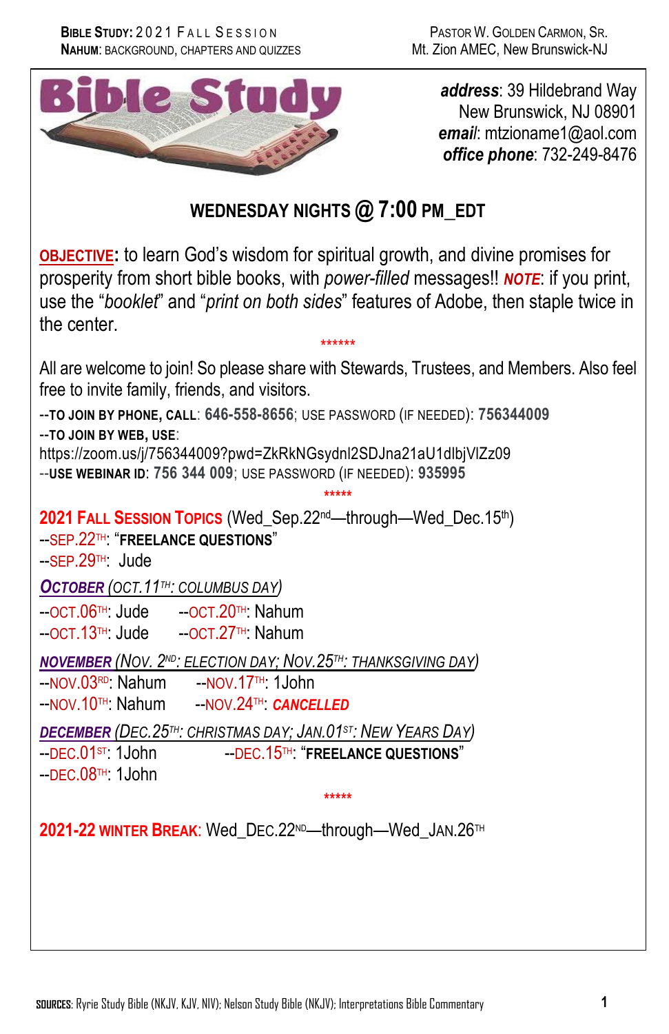# Bible Study

***address***: 39 Hildebrand Way
New Brunswick, NJ 08901
***email***: mtzioname1@aol.com
***office phone***: 732-249-8476

## WEDNESDAY NIGHTS @ 7:00 PM_EDT

**OBJECTIVE:** to learn God's wisdom for spiritual growth, and divine promises for prosperity from short bible books, with *power-filled* messages!! ***NOTE***: if you print, use the "*booklet*" and "*print on both sides*" features of Adobe, then staple twice in the center.

******

All are welcome to join! So please share with Stewards, Trustees, and Members. Also feel free to invite family, friends, and visitors.

--**TO JOIN BY PHONE, CALL**: **646-558-8656**; USE PASSWORD (IF NEEDED): **756344009**
--**TO JOIN BY WEB, USE**:
https://zoom.us/j/756344009?pwd=ZkRkNGsydnl2SDJna21aU1dlbjVlZz09
--**USE WEBINAR ID**: **756 344 009**; USE PASSWORD (IF NEEDED): **935995**

*****

**2021 FALL SESSION TOPICS** (Wed_Sep.22nd—through—Wed_Dec.15th)

--SEP.22TH: "**FREELANCE QUESTIONS**"
--SEP.29TH: Jude

***OCTOBER (OCT.11TH: COLUMBUS DAY)***

--OCT.06TH: Jude
--OCT.13TH: Jude
--OCT.20TH: Nahum
--OCT.27TH: Nahum

***NOVEMBER (NOV. 2ND: ELECTION DAY; NOV.25TH: THANKSGIVING DAY)***

--NOV.03RD: Nahum
--NOV.10TH: Nahum
--NOV.17TH: 1John
--NOV.24TH: ***CANCELLED***

***DECEMBER (DEC.25TH: CHRISTMAS DAY; JAN.01ST: NEW YEARS DAY)***

--DEC.01ST: 1John
--DEC.08TH: 1John
--DEC.15TH: "**FREELANCE QUESTIONS**"

*****

**2021-22 WINTER BREAK**: Wed_DEC.22ND—through—Wed_JAN.26TH

**SOURCES**: Ryrie Study Bible (NKJV, KJV, NIV); Nelson Study Bible (NKJV); Interpretations Bible Commentary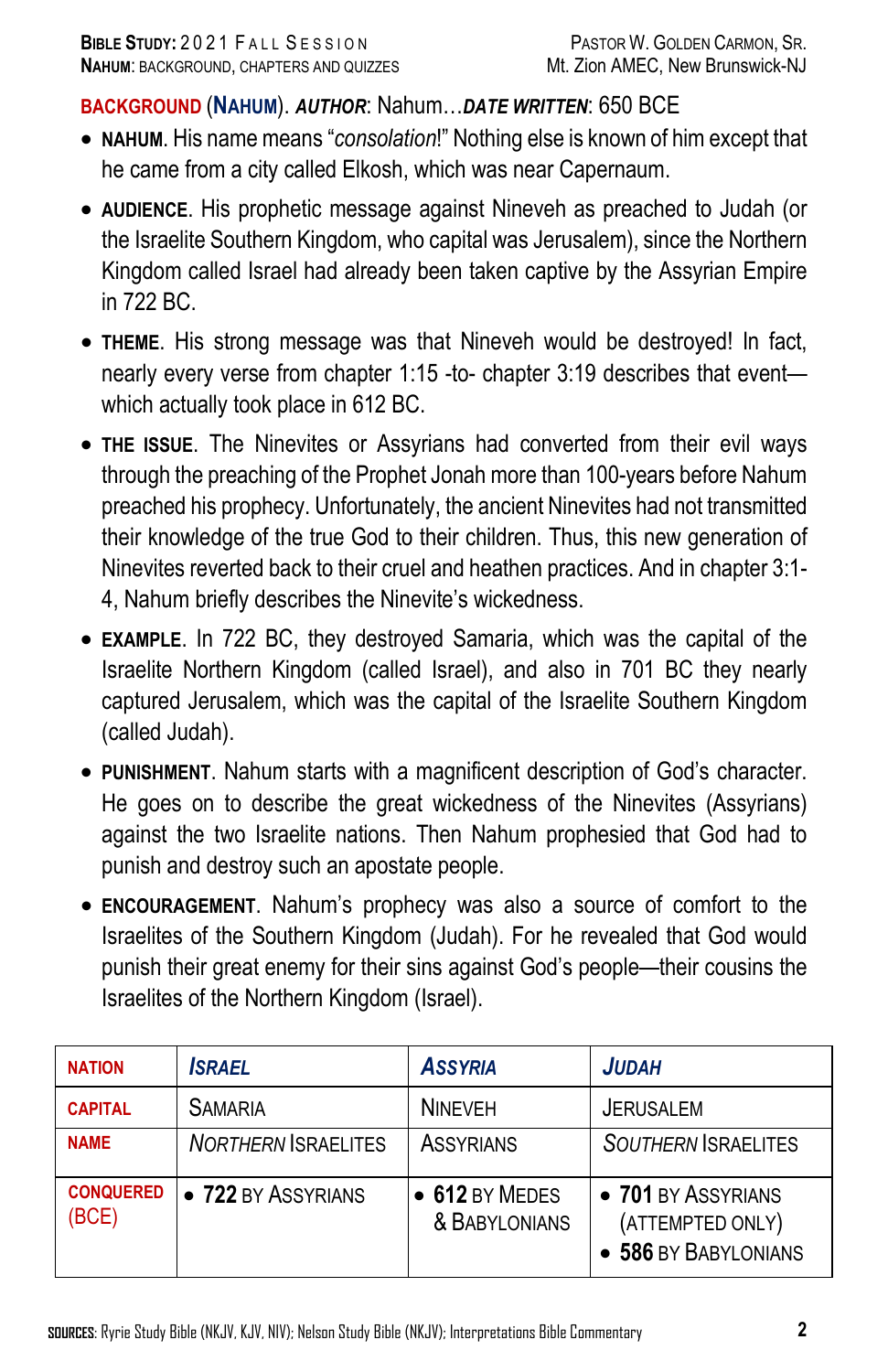**BACKGROUND (NAHUM)**. ***AUTHOR***: Nahum…***DATE WRITTEN***: 650 BCE

- **NAHUM**. His name means "*consolation*!" Nothing else is known of him except that he came from a city called Elkosh, which was near Capernaum.
- **AUDIENCE**. His prophetic message against Nineveh as preached to Judah (or the Israelite Southern Kingdom, who capital was Jerusalem), since the Northern Kingdom called Israel had already been taken captive by the Assyrian Empire in 722 BC.
- **THEME**. His strong message was that Nineveh would be destroyed! In fact, nearly every verse from chapter 1:15 -to- chapter 3:19 describes that event—which actually took place in 612 BC.
- **THE ISSUE**. The Ninevites or Assyrians had converted from their evil ways through the preaching of the Prophet Jonah more than 100-years before Nahum preached his prophecy. Unfortunately, the ancient Ninevites had not transmitted their knowledge of the true God to their children. Thus, this new generation of Ninevites reverted back to their cruel and heathen practices. And in chapter 3:1-4, Nahum briefly describes the Ninevite's wickedness.
- **EXAMPLE**. In 722 BC, they destroyed Samaria, which was the capital of the Israelite Northern Kingdom (called Israel), and also in 701 BC they nearly captured Jerusalem, which was the capital of the Israelite Southern Kingdom (called Judah).
- **PUNISHMENT**. Nahum starts with a magnificent description of God's character. He goes on to describe the great wickedness of the Ninevites (Assyrians) against the two Israelite nations. Then Nahum prophesied that God had to punish and destroy such an apostate people.
- **ENCOURAGEMENT**. Nahum's prophecy was also a source of comfort to the Israelites of the Southern Kingdom (Judah). For he revealed that God would punish their great enemy for their sins against God's people—their cousins the Israelites of the Northern Kingdom (Israel).

| NATION | *ISRAEL* | *ASSYRIA* | *JUDAH* |
|---|---|---|---|
| CAPITAL | SAMARIA | NINEVEH | JERUSALEM |
| NAME | *NORTHERN* ISRAELITES | ASSYRIANS | *SOUTHERN* ISRAELITES |
| CONQUERED (BCE) | • **722** BY ASSYRIANS | • **612** BY MEDES & BABYLONIANS | • **701** BY ASSYRIANS (ATTEMPTED ONLY)<br>• **586** BY BABYLONIANS |

**SOURCES**: Ryrie Study Bible (NKJV, KJV, NIV); Nelson Study Bible (NKJV); Interpretations Bible Commentary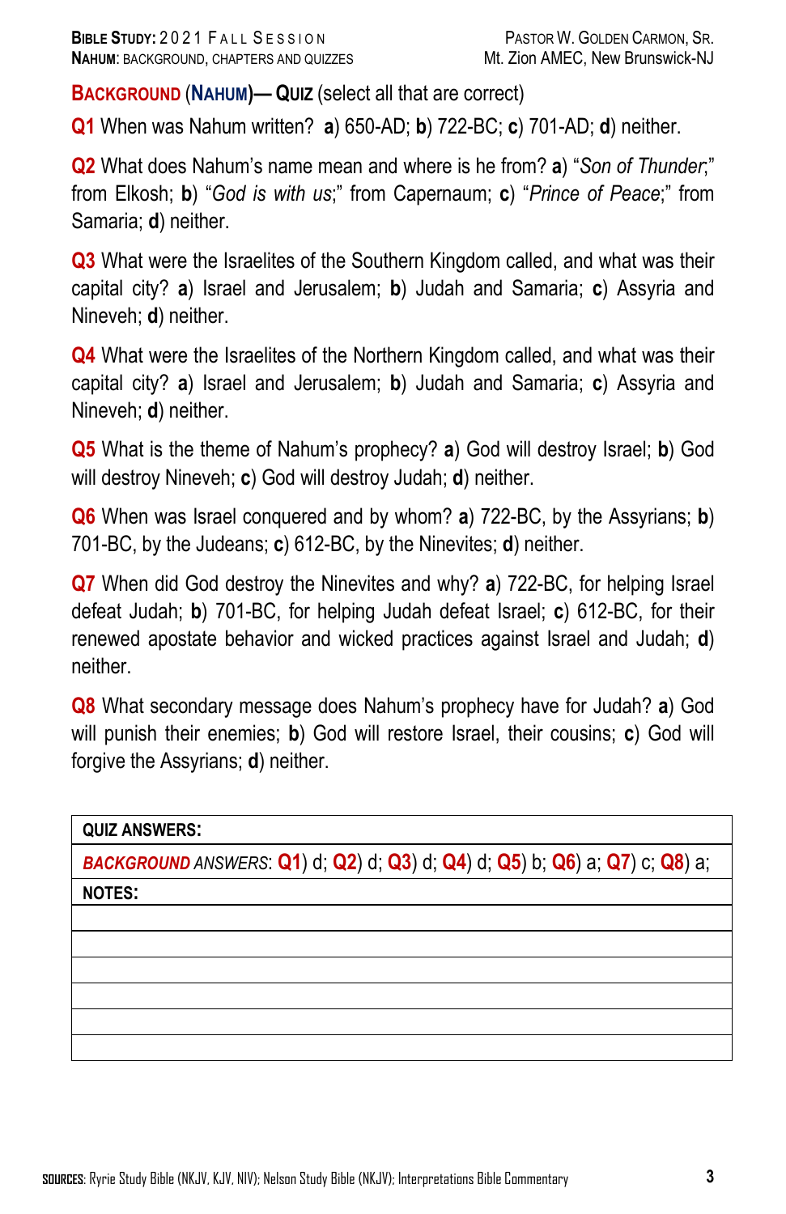## BACKGROUND (NAHUM)— QUIZ (select all that are correct)

**Q1** When was Nahum written? **a**) 650-AD; **b**) 722-BC; **c**) 701-AD; **d**) neither.

**Q2** What does Nahum's name mean and where is he from? **a**) "*Son of Thunder*;" from Elkosh; **b**) "*God is with us*;" from Capernaum; **c**) "*Prince of Peace*;" from Samaria; **d**) neither.

**Q3** What were the Israelites of the Southern Kingdom called, and what was their capital city? **a**) Israel and Jerusalem; **b**) Judah and Samaria; **c**) Assyria and Nineveh; **d**) neither.

**Q4** What were the Israelites of the Northern Kingdom called, and what was their capital city? **a**) Israel and Jerusalem; **b**) Judah and Samaria; **c**) Assyria and Nineveh; **d**) neither.

**Q5** What is the theme of Nahum's prophecy? **a**) God will destroy Israel; **b**) God will destroy Nineveh; **c**) God will destroy Judah; **d**) neither.

**Q6** When was Israel conquered and by whom? **a**) 722-BC, by the Assyrians; **b**) 701-BC, by the Judeans; **c**) 612-BC, by the Ninevites; **d**) neither.

**Q7** When did God destroy the Ninevites and why? **a**) 722-BC, for helping Israel defeat Judah; **b**) 701-BC, for helping Judah defeat Israel; **c**) 612-BC, for their renewed apostate behavior and wicked practices against Israel and Judah; **d**) neither.

**Q8** What secondary message does Nahum's prophecy have for Judah? **a**) God will punish their enemies; **b**) God will restore Israel, their cousins; **c**) God will forgive the Assyrians; **d**) neither.

| QUIZ ANSWERS: |
|---|
| ***BACKGROUND*** *ANSWERS*: **Q1**) d; **Q2**) d; **Q3**) d; **Q4**) d; **Q5**) b; **Q6**) a; **Q7**) c; **Q8**) a; |
| **NOTES:** |
| |
| |
| |
| |
| |
| |

**SOURCES**: Ryrie Study Bible (NKJV, KJV, NIV); Nelson Study Bible (NKJV); Interpretations Bible Commentary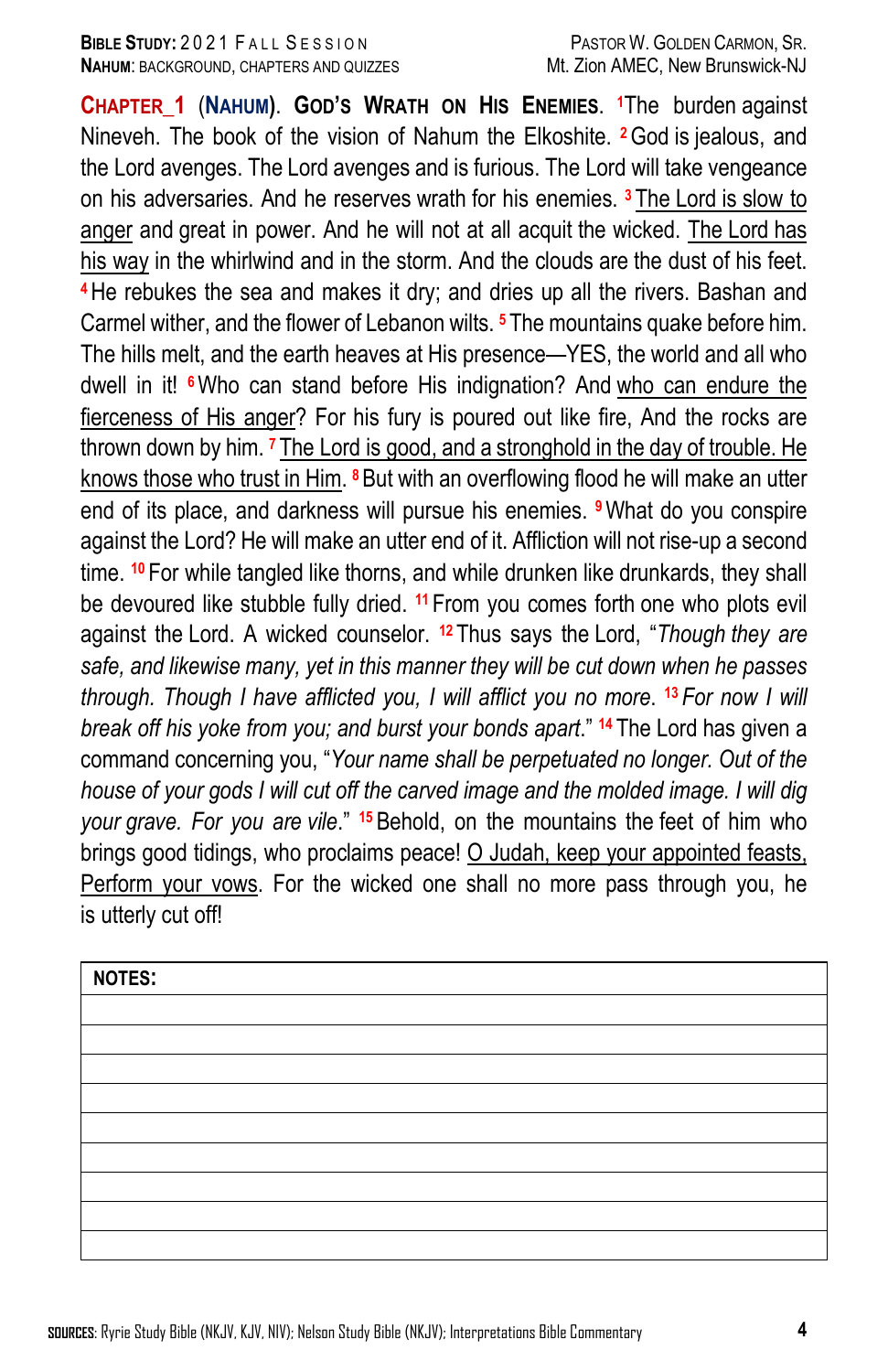**CHAPTER_1 (NAHUM). GOD'S WRATH ON HIS ENEMIES.** [1]The burden against Nineveh. The book of the vision of Nahum the Elkoshite. [2] God is jealous, and the Lord avenges. The Lord avenges and is furious. The Lord will take vengeance on his adversaries. And he reserves wrath for his enemies. [3] The Lord is slow to anger and great in power. And he will not at all acquit the wicked. The Lord has his way in the whirlwind and in the storm. And the clouds are the dust of his feet. [4] He rebukes the sea and makes it dry; and dries up all the rivers. Bashan and Carmel wither, and the flower of Lebanon wilts. [5] The mountains quake before him. The hills melt, and the earth heaves at His presence—YES, the world and all who dwell in it! [6] Who can stand before His indignation? And who can endure the fierceness of His anger? For his fury is poured out like fire, And the rocks are thrown down by him. [7] The Lord is good, and a stronghold in the day of trouble. He knows those who trust in Him. [8] But with an overflowing flood he will make an utter end of its place, and darkness will pursue his enemies. [9] What do you conspire against the Lord? He will make an utter end of it. Affliction will not rise-up a second time. [10] For while tangled like thorns, and while drunken like drunkards, they shall be devoured like stubble fully dried. [11] From you comes forth one who plots evil against the Lord. A wicked counselor. [12] Thus says the Lord, "*Though they are safe, and likewise many, yet in this manner they will be cut down when he passes through. Though I have afflicted you, I will afflict you no more.* [13] *For now I will break off his yoke from you; and burst your bonds apart*." [14] The Lord has given a command concerning you, "*Your name shall be perpetuated no longer. Out of the house of your gods I will cut off the carved image and the molded image. I will dig your grave. For you are vile*." [15] Behold, on the mountains the feet of him who brings good tidings, who proclaims peace! O Judah, keep your appointed feasts, Perform your vows. For the wicked one shall no more pass through you, he is utterly cut off!

| NOTES: |
|---|
| |
| |
| |
| |
| |
| |
| |
| |
| |

**SOURCES**: Ryrie Study Bible (NKJV, KJV, NIV); Nelson Study Bible (NKJV); Interpretations Bible Commentary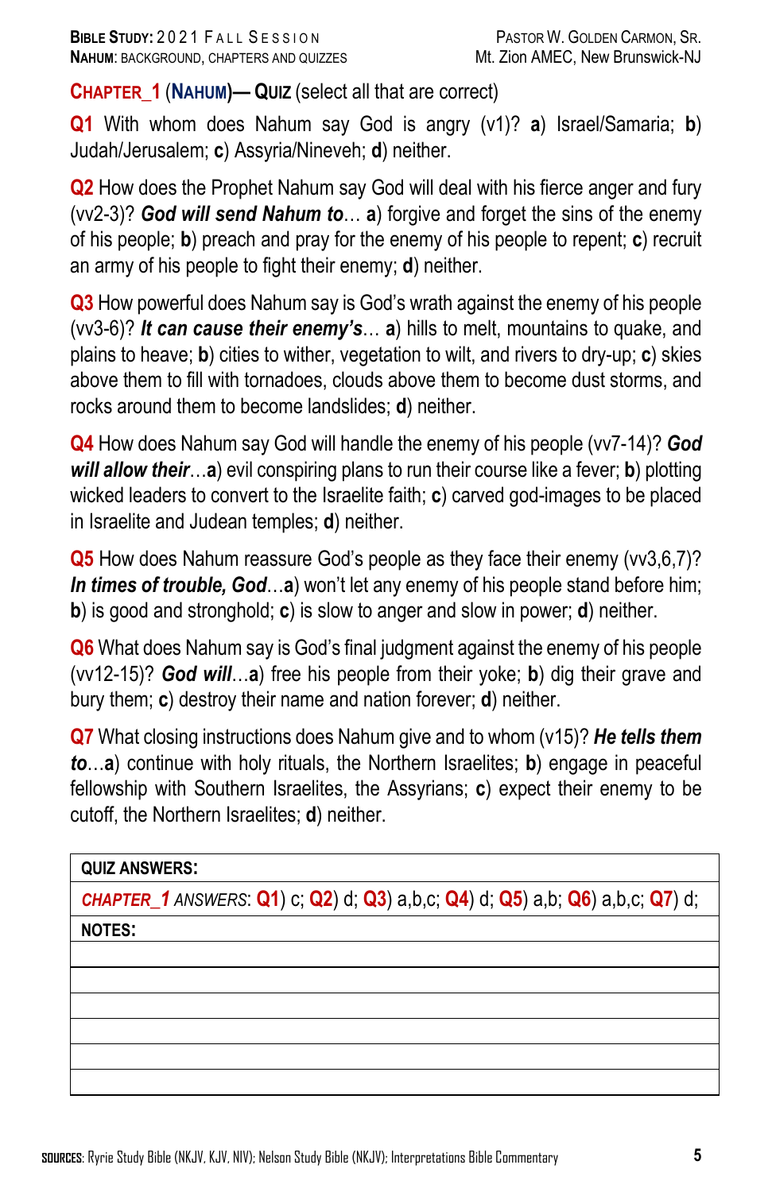## CHAPTER_1 (NAHUM)— QUIZ (select all that are correct)

**Q1** With whom does Nahum say God is angry (v1)? **a**) Israel/Samaria; **b**) Judah/Jerusalem; **c**) Assyria/Nineveh; **d**) neither.

**Q2** How does the Prophet Nahum say God will deal with his fierce anger and fury (vv2-3)? ***God will send Nahum to***… **a**) forgive and forget the sins of the enemy of his people; **b**) preach and pray for the enemy of his people to repent; **c**) recruit an army of his people to fight their enemy; **d**) neither.

**Q3** How powerful does Nahum say is God's wrath against the enemy of his people (vv3-6)? ***It can cause their enemy's***… **a**) hills to melt, mountains to quake, and plains to heave; **b**) cities to wither, vegetation to wilt, and rivers to dry-up; **c**) skies above them to fill with tornadoes, clouds above them to become dust storms, and rocks around them to become landslides; **d**) neither.

**Q4** How does Nahum say God will handle the enemy of his people (vv7-14)? ***God will allow their***…**a**) evil conspiring plans to run their course like a fever; **b**) plotting wicked leaders to convert to the Israelite faith; **c**) carved god-images to be placed in Israelite and Judean temples; **d**) neither.

**Q5** How does Nahum reassure God's people as they face their enemy (vv3,6,7)? ***In times of trouble, God***…**a**) won't let any enemy of his people stand before him; **b**) is good and stronghold; **c**) is slow to anger and slow in power; **d**) neither.

**Q6** What does Nahum say is God's final judgment against the enemy of his people (vv12-15)? ***God will***…**a**) free his people from their yoke; **b**) dig their grave and bury them; **c**) destroy their name and nation forever; **d**) neither.

**Q7** What closing instructions does Nahum give and to whom (v15)? ***He tells them to***…**a**) continue with holy rituals, the Northern Israelites; **b**) engage in peaceful fellowship with Southern Israelites, the Assyrians; **c**) expect their enemy to be cutoff, the Northern Israelites; **d**) neither.

| **QUIZ ANSWERS:** |
|---|
| ***CHAPTER_1*** *ANSWERS*: **Q1**) c; **Q2**) d; **Q3**) a,b,c; **Q4**) d; **Q5**) a,b; **Q6**) a,b,c; **Q7**) d; |
| **NOTES:** |
| |
| |
| |
| |
| |
| |

**SOURCES**: Ryrie Study Bible (NKJV, KJV, NIV); Nelson Study Bible (NKJV); Interpretations Bible Commentary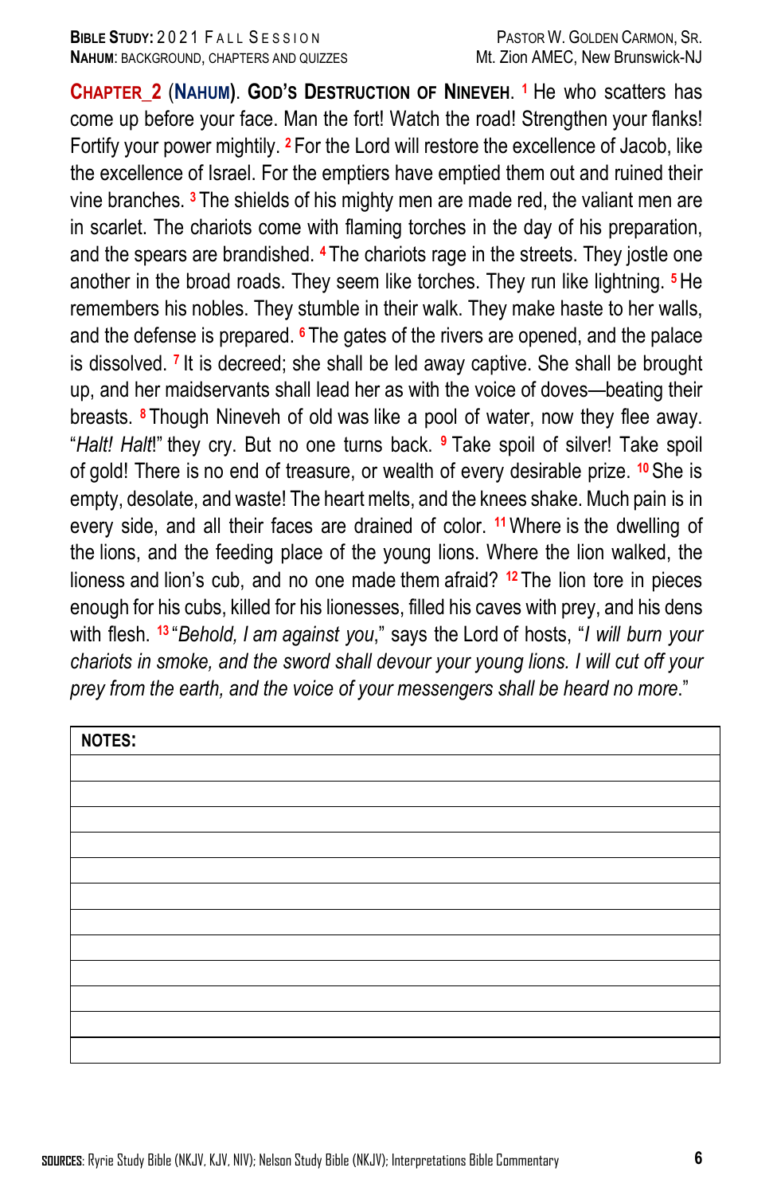**CHAPTER_2 (NAHUM). GOD'S DESTRUCTION OF NINEVEH.** [1] He who scatters has come up before your face. Man the fort! Watch the road! Strengthen your flanks! Fortify your power mightily. [2] For the Lord will restore the excellence of Jacob, like the excellence of Israel. For the emptiers have emptied them out and ruined their vine branches. [3] The shields of his mighty men are made red, the valiant men are in scarlet. The chariots come with flaming torches in the day of his preparation, and the spears are brandished. [4] The chariots rage in the streets. They jostle one another in the broad roads. They seem like torches. They run like lightning. [5] He remembers his nobles. They stumble in their walk. They make haste to her walls, and the defense is prepared. [6] The gates of the rivers are opened, and the palace is dissolved. [7] It is decreed; she shall be led away captive. She shall be brought up, and her maidservants shall lead her as with the voice of doves—beating their breasts. [8] Though Nineveh of old was like a pool of water, now they flee away. "*Halt! Halt*!" they cry. But no one turns back. [9] Take spoil of silver! Take spoil of gold! There is no end of treasure, or wealth of every desirable prize. [10] She is empty, desolate, and waste! The heart melts, and the knees shake. Much pain is in every side, and all their faces are drained of color. [11] Where is the dwelling of the lions, and the feeding place of the young lions. Where the lion walked, the lioness and lion's cub, and no one made them afraid? [12] The lion tore in pieces enough for his cubs, killed for his lionesses, filled his caves with prey, and his dens with flesh. [13] "*Behold, I am against you*," says the Lord of hosts, "*I will burn your chariots in smoke, and the sword shall devour your young lions. I will cut off your prey from the earth, and the voice of your messengers shall be heard no more*."

| NOTES: |
|---|
| |
| |
| |
| |
| |
| |
| |
| |
| |
| |
| |
| |

**SOURCES**: Ryrie Study Bible (NKJV, KJV, NIV); Nelson Study Bible (NKJV); Interpretations Bible Commentary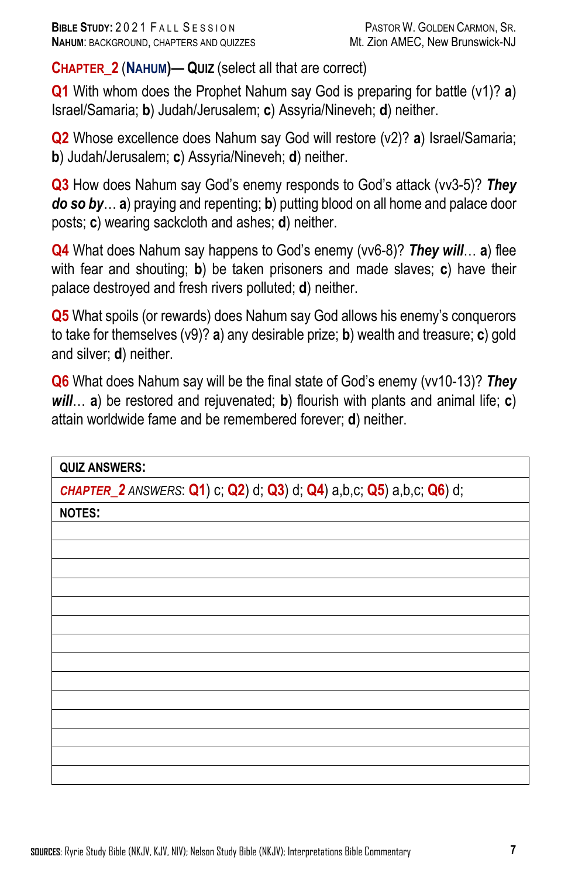## CHAPTER_2 (NAHUM)— QUIZ (select all that are correct)

**Q1** With whom does the Prophet Nahum say God is preparing for battle (v1)? **a**) Israel/Samaria; **b**) Judah/Jerusalem; **c**) Assyria/Nineveh; **d**) neither.

**Q2** Whose excellence does Nahum say God will restore (v2)? **a**) Israel/Samaria; **b**) Judah/Jerusalem; **c**) Assyria/Nineveh; **d**) neither.

**Q3** How does Nahum say God's enemy responds to God's attack (vv3-5)? ***They do so by***… **a**) praying and repenting; **b**) putting blood on all home and palace door posts; **c**) wearing sackcloth and ashes; **d**) neither.

**Q4** What does Nahum say happens to God's enemy (vv6-8)? ***They will***… **a**) flee with fear and shouting; **b**) be taken prisoners and made slaves; **c**) have their palace destroyed and fresh rivers polluted; **d**) neither.

**Q5** What spoils (or rewards) does Nahum say God allows his enemy's conquerors to take for themselves (v9)? **a**) any desirable prize; **b**) wealth and treasure; **c**) gold and silver; **d**) neither.

**Q6** What does Nahum say will be the final state of God's enemy (vv10-13)? ***They will***… **a**) be restored and rejuvenated; **b**) flourish with plants and animal life; **c**) attain worldwide fame and be remembered forever; **d**) neither.

| QUIZ ANSWERS: |
|---|
| *CHAPTER_2 ANSWERS*: **Q1**) c; **Q2**) d; **Q3**) d; **Q4**) a,b,c; **Q5**) a,b,c; **Q6**) d; |
| NOTES: |
| |
| |
| |
| |
| |
| |
| |
| |
| |
| |
| |
| |
| |
| |

**SOURCES**: Ryrie Study Bible (NKJV, KJV, NIV); Nelson Study Bible (NKJV); Interpretations Bible Commentary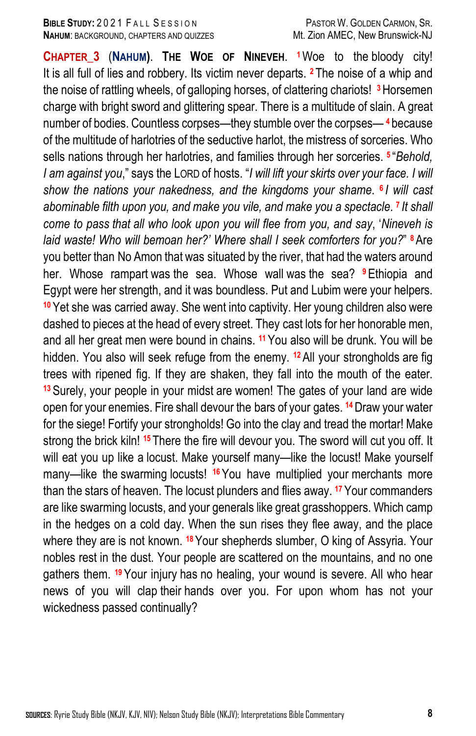**CHAPTER_3** (**NAHUM**). **THE WOE OF NINEVEH.** [1] Woe to the bloody city! It is all full of lies and robbery. Its victim never departs. [2] The noise of a whip and the noise of rattling wheels, of galloping horses, of clattering chariots! [3] Horsemen charge with bright sword and glittering spear. There is a multitude of slain. A great number of bodies. Countless corpses—they stumble over the corpses— [4] because of the multitude of harlotries of the seductive harlot, the mistress of sorceries. Who sells nations through her harlotries, and families through her sorceries. [5] "*Behold, I am against you*," says the LORD of hosts. "*I will lift your skirts over your face. I will show the nations your nakedness, and the kingdoms your shame.* [6] *I will cast abominable filth upon you, and make you vile, and make you a spectacle.* [7] *It shall come to pass that all who look upon you will flee from you, and say*, '*Nineveh is laid waste! Who will bemoan her?' Where shall I seek comforters for you?*" [8] Are you better than No Amon that was situated by the river, that had the waters around her. Whose rampart was the sea. Whose wall was the sea? [9] Ethiopia and Egypt were her strength, and it was boundless. Put and Lubim were your helpers. [10] Yet she was carried away. She went into captivity. Her young children also were dashed to pieces at the head of every street. They cast lots for her honorable men, and all her great men were bound in chains. [11] You also will be drunk. You will be hidden. You also will seek refuge from the enemy. [12] All your strongholds are fig trees with ripened fig. If they are shaken, they fall into the mouth of the eater. [13] Surely, your people in your midst are women! The gates of your land are wide open for your enemies. Fire shall devour the bars of your gates. [14] Draw your water for the siege! Fortify your strongholds! Go into the clay and tread the mortar! Make strong the brick kiln! [15] There the fire will devour you. The sword will cut you off. It will eat you up like a locust. Make yourself many—like the locust! Make yourself many—like the swarming locusts! [16] You have multiplied your merchants more than the stars of heaven. The locust plunders and flies away. [17] Your commanders are like swarming locusts, and your generals like great grasshoppers. Which camp in the hedges on a cold day. When the sun rises they flee away, and the place where they are is not known. [18] Your shepherds slumber, O king of Assyria. Your nobles rest in the dust. Your people are scattered on the mountains, and no one gathers them. [19] Your injury has no healing, your wound is severe. All who hear news of you will clap their hands over you. For upon whom has not your wickedness passed continually?

**SOURCES**: Ryrie Study Bible (NKJV, KJV, NIV); Nelson Study Bible (NKJV); Interpretations Bible Commentary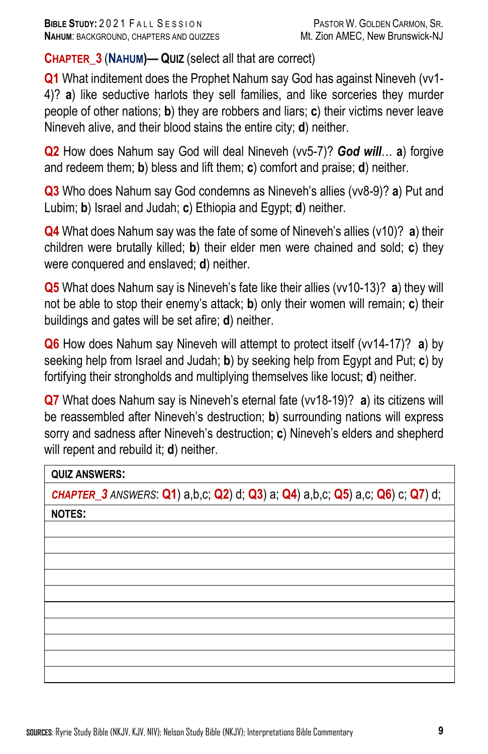## CHAPTER_3 (NAHUM)— QUIZ (select all that are correct)

**Q1** What inditement does the Prophet Nahum say God has against Nineveh (vv1-4)? **a**) like seductive harlots they sell families, and like sorceries they murder people of other nations; **b**) they are robbers and liars; **c**) their victims never leave Nineveh alive, and their blood stains the entire city; **d**) neither.

**Q2** How does Nahum say God will deal Nineveh (vv5-7)? ***God will***… **a**) forgive and redeem them; **b**) bless and lift them; **c**) comfort and praise; **d**) neither.

**Q3** Who does Nahum say God condemns as Nineveh's allies (vv8-9)? **a**) Put and Lubim; **b**) Israel and Judah; **c**) Ethiopia and Egypt; **d**) neither.

**Q4** What does Nahum say was the fate of some of Nineveh's allies (v10)? **a**) their children were brutally killed; **b**) their elder men were chained and sold; **c**) they were conquered and enslaved; **d**) neither.

**Q5** What does Nahum say is Nineveh's fate like their allies (vv10-13)? **a**) they will not be able to stop their enemy's attack; **b**) only their women will remain; **c**) their buildings and gates will be set afire; **d**) neither.

**Q6** How does Nahum say Nineveh will attempt to protect itself (vv14-17)? **a**) by seeking help from Israel and Judah; **b**) by seeking help from Egypt and Put; **c**) by fortifying their strongholds and multiplying themselves like locust; **d**) neither.

**Q7** What does Nahum say is Nineveh's eternal fate (vv18-19)? **a**) its citizens will be reassembled after Nineveh's destruction; **b**) surrounding nations will express sorry and sadness after Nineveh's destruction; **c**) Nineveh's elders and shepherd will repent and rebuild it; **d**) neither.

| QUIZ ANSWERS: |
| --- |
| *CHAPTER_3 ANSWERS*: **Q1**) a,b,c; **Q2**) d; **Q3**) a; **Q4**) a,b,c; **Q5**) a,c; **Q6**) c; **Q7**) d; |
| NOTES: |
| |
| |
| |
| |
| |
| |
| |
| |
| |
| |

**SOURCES**: Ryrie Study Bible (NKJV, KJV, NIV); Nelson Study Bible (NKJV); Interpretations Bible Commentary